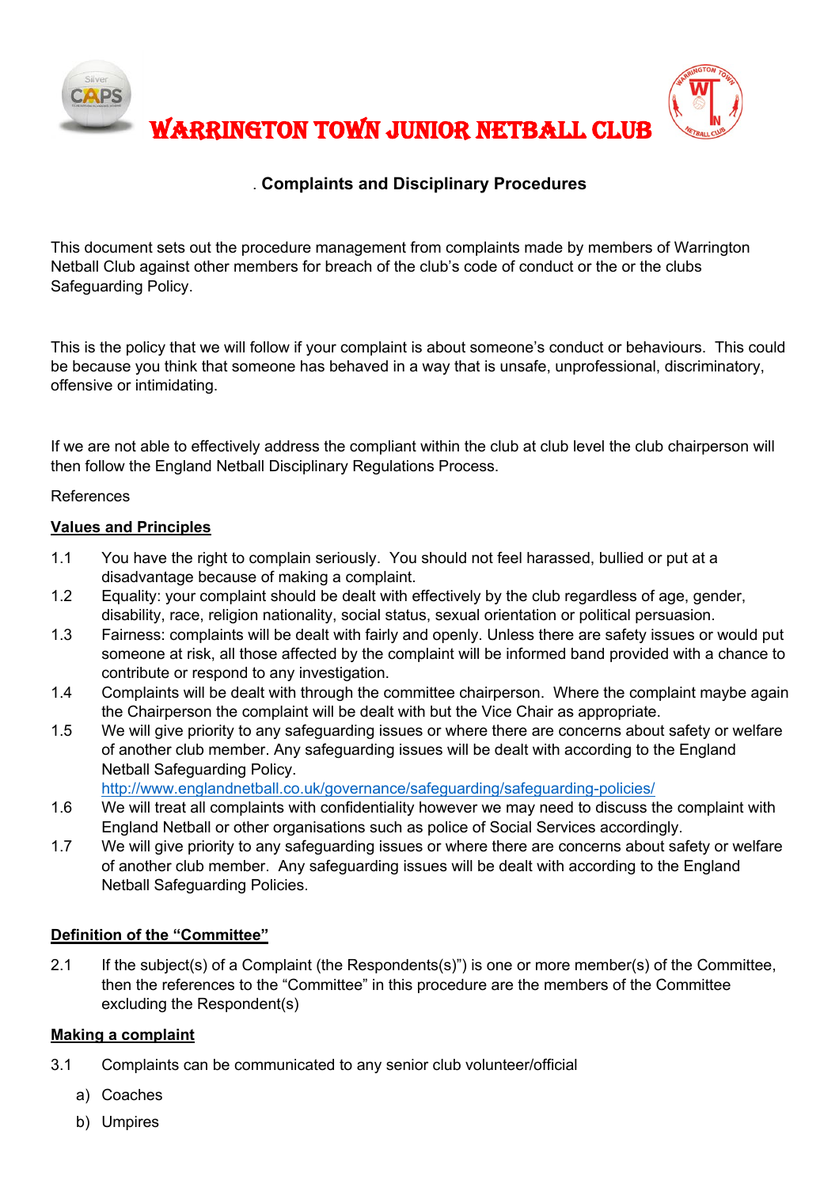# WARRINGTON TOWN JUNIOR NETBALL CLUB

## . Complaints and Disciplinary Procedures

This document sets out the procedure management from complaints made by members of Warrington Netball Club against other members for breach of the club's code of conduct or the or the clubs Safeguarding Policy.

This is the policy that we will follow if your complaint is about someone's conduct or behaviours. This could be because you think that someone has behaved in a way that is unsafe, unprofessional, discriminatory, offensive or intimidating.

If we are not able to effectively address the compliant within the club at club level the club chairperson will then follow the England Netball Disciplinary Regulations Process.

References

### Values and Principles

1.1 You have the right to complain seriously. You should not feel harassed, bullied or put at a disadvantage because of making a complaint.

1.2 Equality: your complaint should be dealt with effectively by the club regardless of age, gender, disability, race, religion nationality, social status, sexual orientation or political persuasion.

1.3 Fairness: complaints will be dealt with fairly and openly. Unless there are safety issues or would put someone at risk, all those affected by the complaint will be informed band provided with a chance to contribute or respond to any investigation.

1.4 Complaints will be dealt with through the committee chairperson. Where the complaint maybe again the Chairperson the complaint will be dealt with but the Vice Chair as appropriate.

1.5 We will give priority to any safeguarding issues or where there are concerns about safety or welfare of another club member. Any safeguarding issues will be dealt with according to the England Netball Safeguarding Policy.
http://www.englandnetball.co.uk/governance/safeguarding/safeguarding-policies/

1.6 We will treat all complaints with confidentiality however we may need to discuss the complaint with England Netball or other organisations such as police of Social Services accordingly.

1.7 We will give priority to any safeguarding issues or where there are concerns about safety or welfare of another club member. Any safeguarding issues will be dealt with according to the England Netball Safeguarding Policies.

### Definition of the "Committee"

2.1 If the subject(s) of a Complaint (the Respondents(s)") is one or more member(s) of the Committee, then the references to the "Committee" in this procedure are the members of the Committee excluding the Respondent(s)

### Making a complaint

3.1 Complaints can be communicated to any senior club volunteer/official

a) Coaches

b) Umpires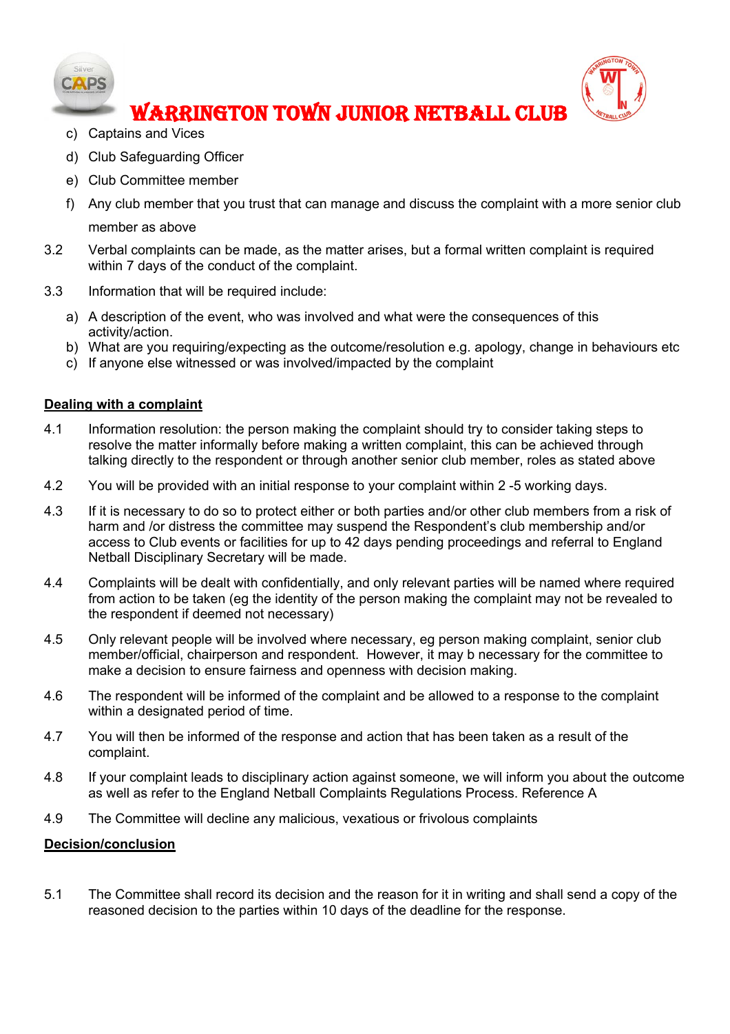c) Captains and Vices

d) Club Safeguarding Officer

e) Club Committee member

f) Any club member that you trust that can manage and discuss the complaint with a more senior club member as above

3.2 Verbal complaints can be made, as the matter arises, but a formal written complaint is required within 7 days of the conduct of the complaint.

3.3 Information that will be required include:

a) A description of the event, who was involved and what were the consequences of this activity/action.
b) What are you requiring/expecting as the outcome/resolution e.g. apology, change in behaviours etc
c) If anyone else witnessed or was involved/impacted by the complaint

**Dealing with a complaint**

4.1 Information resolution: the person making the complaint should try to consider taking steps to resolve the matter informally before making a written complaint, this can be achieved through talking directly to the respondent or through another senior club member, roles as stated above

4.2 You will be provided with an initial response to your complaint within 2 -5 working days.

4.3 If it is necessary to do so to protect either or both parties and/or other club members from a risk of harm and /or distress the committee may suspend the Respondent's club membership and/or access to Club events or facilities for up to 42 days pending proceedings and referral to England Netball Disciplinary Secretary will be made.

4.4 Complaints will be dealt with confidentially, and only relevant parties will be named where required from action to be taken (eg the identity of the person making the complaint may not be revealed to the respondent if deemed not necessary)

4.5 Only relevant people will be involved where necessary, eg person making complaint, senior club member/official, chairperson and respondent. However, it may b necessary for the committee to make a decision to ensure fairness and openness with decision making.

4.6 The respondent will be informed of the complaint and be allowed to a response to the complaint within a designated period of time.

4.7 You will then be informed of the response and action that has been taken as a result of the complaint.

4.8 If your complaint leads to disciplinary action against someone, we will inform you about the outcome as well as refer to the England Netball Complaints Regulations Process. Reference A

4.9 The Committee will decline any malicious, vexatious or frivolous complaints

**Decision/conclusion**

5.1 The Committee shall record its decision and the reason for it in writing and shall send a copy of the reasoned decision to the parties within 10 days of the deadline for the response.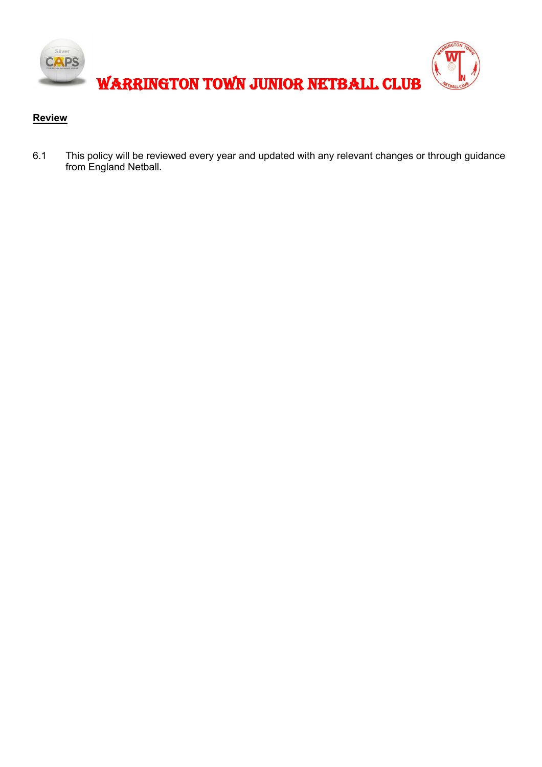## Review

6.1 This policy will be reviewed every year and updated with any relevant changes or through guidance from England Netball.